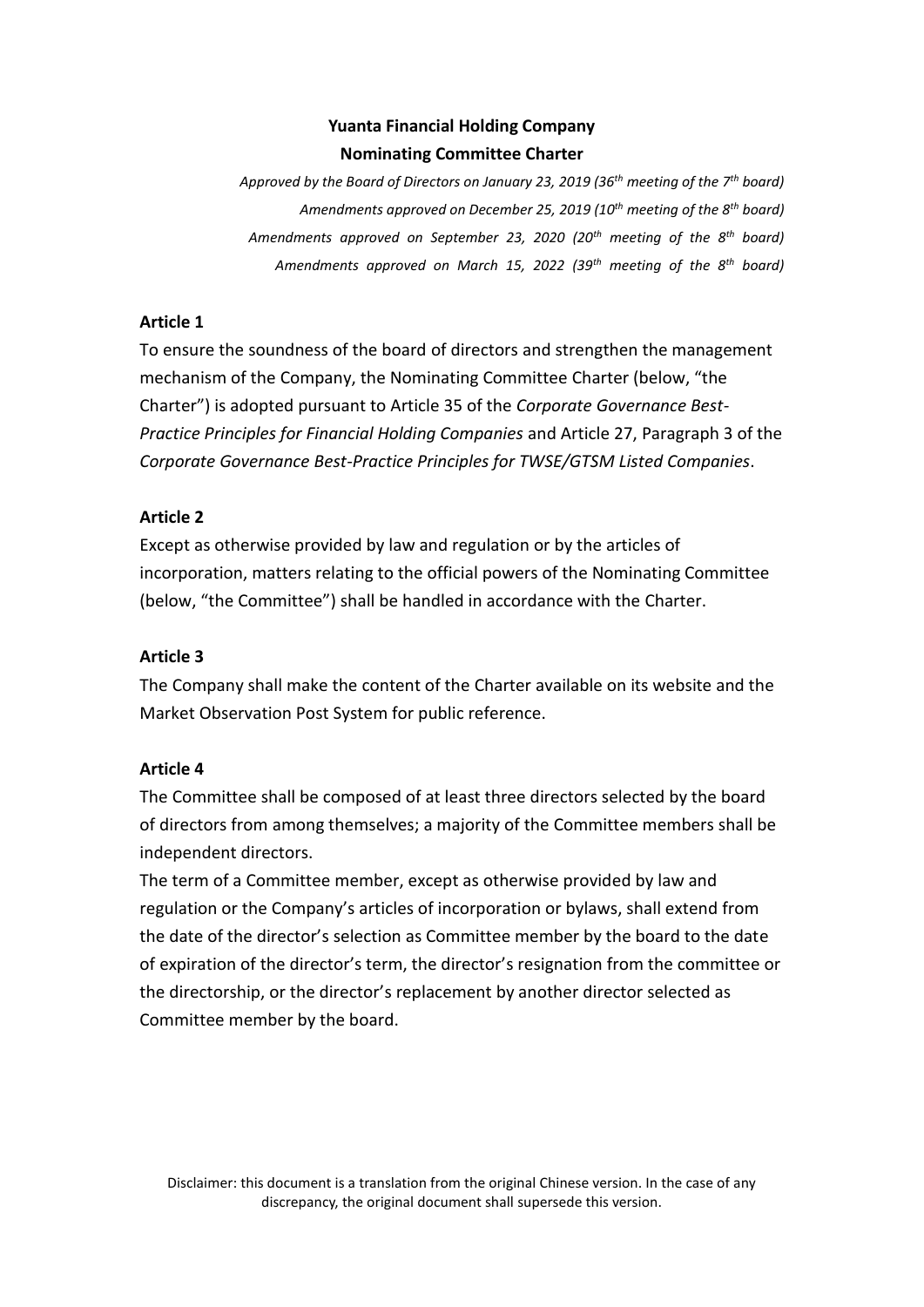# Yuanta Financial Holding Company
## Nominating Committee Charter

*Approved by the Board of Directors on January 23, 2019 (36th meeting of the 7th board)*
*Amendments approved on December 25, 2019 (10th meeting of the 8th board)*
*Amendments approved on September 23, 2020 (20th meeting of the 8th board)*
*Amendments approved on March 15, 2022 (39th meeting of the 8th board)*

### Article 1

To ensure the soundness of the board of directors and strengthen the management mechanism of the Company, the Nominating Committee Charter (below, "the Charter") is adopted pursuant to Article 35 of the *Corporate Governance Best-Practice Principles for Financial Holding Companies* and Article 27, Paragraph 3 of the *Corporate Governance Best-Practice Principles for TWSE/GTSM Listed Companies*.

### Article 2

Except as otherwise provided by law and regulation or by the articles of incorporation, matters relating to the official powers of the Nominating Committee (below, "the Committee") shall be handled in accordance with the Charter.

### Article 3

The Company shall make the content of the Charter available on its website and the Market Observation Post System for public reference.

### Article 4

The Committee shall be composed of at least three directors selected by the board of directors from among themselves; a majority of the Committee members shall be independent directors.

The term of a Committee member, except as otherwise provided by law and regulation or the Company's articles of incorporation or bylaws, shall extend from the date of the director's selection as Committee member by the board to the date of expiration of the director's term, the director's resignation from the committee or the directorship, or the director's replacement by another director selected as Committee member by the board.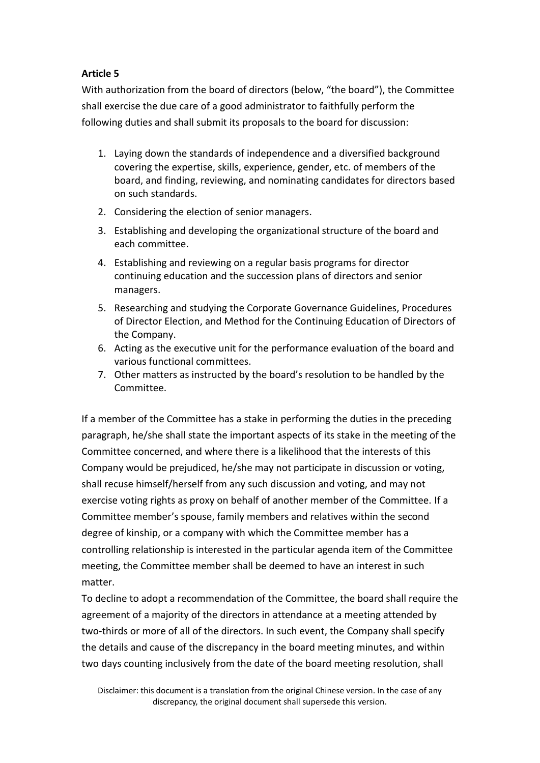**Article 5**

With authorization from the board of directors (below, "the board"), the Committee shall exercise the due care of a good administrator to faithfully perform the following duties and shall submit its proposals to the board for discussion:

1. Laying down the standards of independence and a diversified background covering the expertise, skills, experience, gender, etc. of members of the board, and finding, reviewing, and nominating candidates for directors based on such standards.
2. Considering the election of senior managers.
3. Establishing and developing the organizational structure of the board and each committee.
4. Establishing and reviewing on a regular basis programs for director continuing education and the succession plans of directors and senior managers.
5. Researching and studying the Corporate Governance Guidelines, Procedures of Director Election, and Method for the Continuing Education of Directors of the Company.
6. Acting as the executive unit for the performance evaluation of the board and various functional committees.
7. Other matters as instructed by the board's resolution to be handled by the Committee.

If a member of the Committee has a stake in performing the duties in the preceding paragraph, he/she shall state the important aspects of its stake in the meeting of the Committee concerned, and where there is a likelihood that the interests of this Company would be prejudiced, he/she may not participate in discussion or voting, shall recuse himself/herself from any such discussion and voting, and may not exercise voting rights as proxy on behalf of another member of the Committee. If a Committee member's spouse, family members and relatives within the second degree of kinship, or a company with which the Committee member has a controlling relationship is interested in the particular agenda item of the Committee meeting, the Committee member shall be deemed to have an interest in such matter.

To decline to adopt a recommendation of the Committee, the board shall require the agreement of a majority of the directors in attendance at a meeting attended by two-thirds or more of all of the directors. In such event, the Company shall specify the details and cause of the discrepancy in the board meeting minutes, and within two days counting inclusively from the date of the board meeting resolution, shall

Disclaimer: this document is a translation from the original Chinese version. In the case of any discrepancy, the original document shall supersede this version.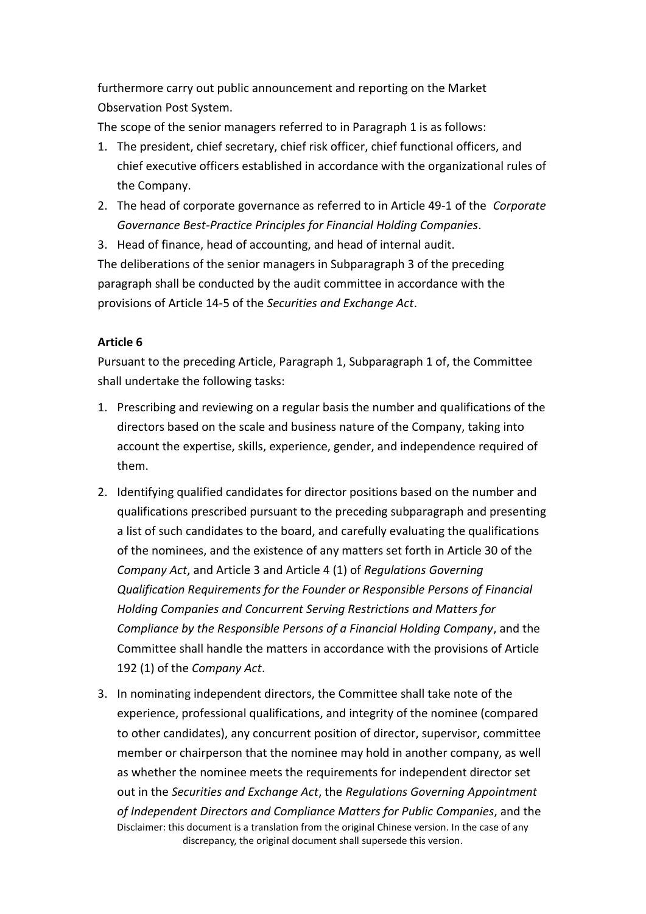furthermore carry out public announcement and reporting on the Market Observation Post System.

The scope of the senior managers referred to in Paragraph 1 is as follows:

1. The president, chief secretary, chief risk officer, chief functional officers, and chief executive officers established in accordance with the organizational rules of the Company.
2. The head of corporate governance as referred to in Article 49-1 of the *Corporate Governance Best-Practice Principles for Financial Holding Companies*.
3. Head of finance, head of accounting, and head of internal audit.

The deliberations of the senior managers in Subparagraph 3 of the preceding paragraph shall be conducted by the audit committee in accordance with the provisions of Article 14-5 of the *Securities and Exchange Act*.

**Article 6**

Pursuant to the preceding Article, Paragraph 1, Subparagraph 1 of, the Committee shall undertake the following tasks:

1. Prescribing and reviewing on a regular basis the number and qualifications of the directors based on the scale and business nature of the Company, taking into account the expertise, skills, experience, gender, and independence required of them.
2. Identifying qualified candidates for director positions based on the number and qualifications prescribed pursuant to the preceding subparagraph and presenting a list of such candidates to the board, and carefully evaluating the qualifications of the nominees, and the existence of any matters set forth in Article 30 of the *Company Act*, and Article 3 and Article 4 (1) of *Regulations Governing Qualification Requirements for the Founder or Responsible Persons of Financial Holding Companies and Concurrent Serving Restrictions and Matters for Compliance by the Responsible Persons of a Financial Holding Company*, and the Committee shall handle the matters in accordance with the provisions of Article 192 (1) of the *Company Act*.
3. In nominating independent directors, the Committee shall take note of the experience, professional qualifications, and integrity of the nominee (compared to other candidates), any concurrent position of director, supervisor, committee member or chairperson that the nominee may hold in another company, as well as whether the nominee meets the requirements for independent director set out in the *Securities and Exchange Act*, the *Regulations Governing Appointment of Independent Directors and Compliance Matters for Public Companies*, and the

Disclaimer: this document is a translation from the original Chinese version. In the case of any discrepancy, the original document shall supersede this version.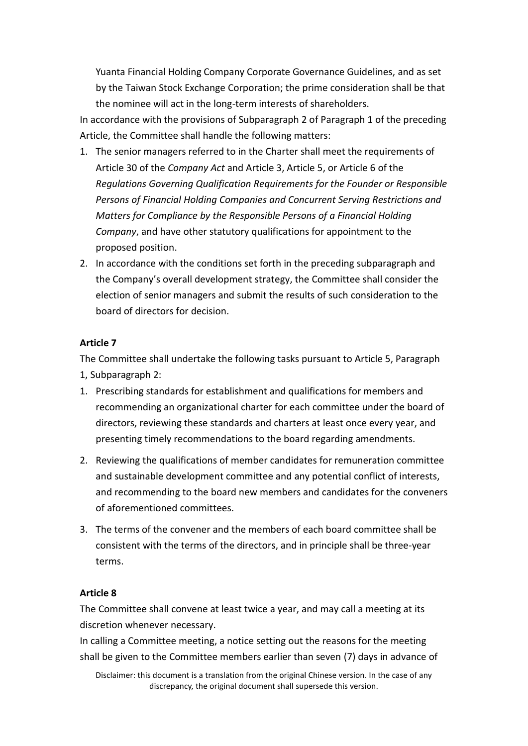Yuanta Financial Holding Company Corporate Governance Guidelines, and as set by the Taiwan Stock Exchange Corporation; the prime consideration shall be that the nominee will act in the long-term interests of shareholders.

In accordance with the provisions of Subparagraph 2 of Paragraph 1 of the preceding Article, the Committee shall handle the following matters:

1. The senior managers referred to in the Charter shall meet the requirements of Article 30 of the *Company Act* and Article 3, Article 5, or Article 6 of the *Regulations Governing Qualification Requirements for the Founder or Responsible Persons of Financial Holding Companies and Concurrent Serving Restrictions and Matters for Compliance by the Responsible Persons of a Financial Holding Company*, and have other statutory qualifications for appointment to the proposed position.
2. In accordance with the conditions set forth in the preceding subparagraph and the Company's overall development strategy, the Committee shall consider the election of senior managers and submit the results of such consideration to the board of directors for decision.

**Article 7**

The Committee shall undertake the following tasks pursuant to Article 5, Paragraph 1, Subparagraph 2:

1. Prescribing standards for establishment and qualifications for members and recommending an organizational charter for each committee under the board of directors, reviewing these standards and charters at least once every year, and presenting timely recommendations to the board regarding amendments.
2. Reviewing the qualifications of member candidates for remuneration committee and sustainable development committee and any potential conflict of interests, and recommending to the board new members and candidates for the conveners of aforementioned committees.
3. The terms of the convener and the members of each board committee shall be consistent with the terms of the directors, and in principle shall be three-year terms.

**Article 8**

The Committee shall convene at least twice a year, and may call a meeting at its discretion whenever necessary.

In calling a Committee meeting, a notice setting out the reasons for the meeting shall be given to the Committee members earlier than seven (7) days in advance of

Disclaimer: this document is a translation from the original Chinese version. In the case of any discrepancy, the original document shall supersede this version.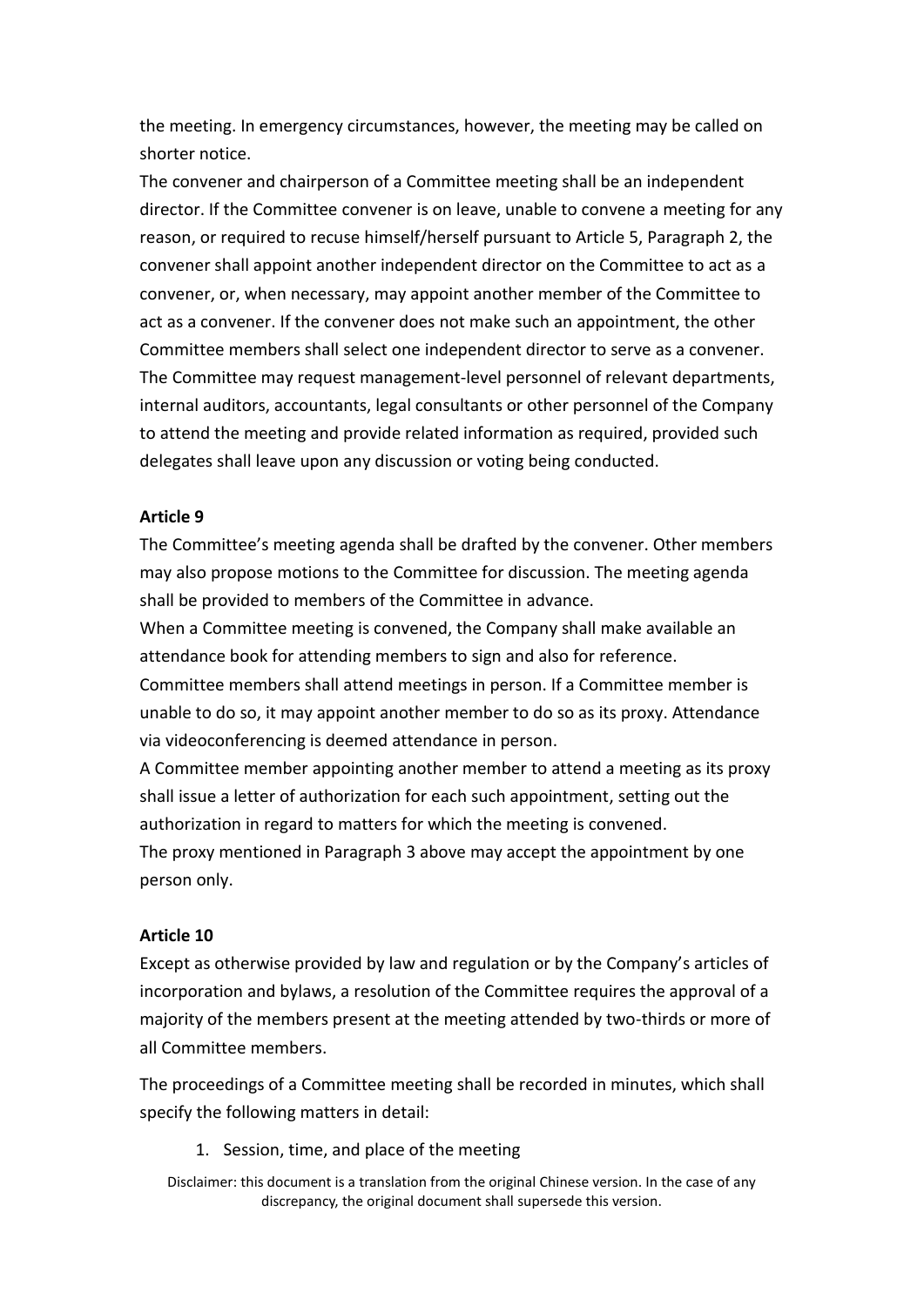the meeting. In emergency circumstances, however, the meeting may be called on shorter notice.

The convener and chairperson of a Committee meeting shall be an independent director. If the Committee convener is on leave, unable to convene a meeting for any reason, or required to recuse himself/herself pursuant to Article 5, Paragraph 2, the convener shall appoint another independent director on the Committee to act as a convener, or, when necessary, may appoint another member of the Committee to act as a convener. If the convener does not make such an appointment, the other Committee members shall select one independent director to serve as a convener.

The Committee may request management-level personnel of relevant departments, internal auditors, accountants, legal consultants or other personnel of the Company to attend the meeting and provide related information as required, provided such delegates shall leave upon any discussion or voting being conducted.

**Article 9**

The Committee's meeting agenda shall be drafted by the convener. Other members may also propose motions to the Committee for discussion. The meeting agenda shall be provided to members of the Committee in advance.

When a Committee meeting is convened, the Company shall make available an attendance book for attending members to sign and also for reference.

Committee members shall attend meetings in person. If a Committee member is unable to do so, it may appoint another member to do so as its proxy. Attendance via videoconferencing is deemed attendance in person.

A Committee member appointing another member to attend a meeting as its proxy shall issue a letter of authorization for each such appointment, setting out the authorization in regard to matters for which the meeting is convened.

The proxy mentioned in Paragraph 3 above may accept the appointment by one person only.

**Article 10**

Except as otherwise provided by law and regulation or by the Company's articles of incorporation and bylaws, a resolution of the Committee requires the approval of a majority of the members present at the meeting attended by two-thirds or more of all Committee members.

The proceedings of a Committee meeting shall be recorded in minutes, which shall specify the following matters in detail:

1. Session, time, and place of the meeting

Disclaimer: this document is a translation from the original Chinese version. In the case of any discrepancy, the original document shall supersede this version.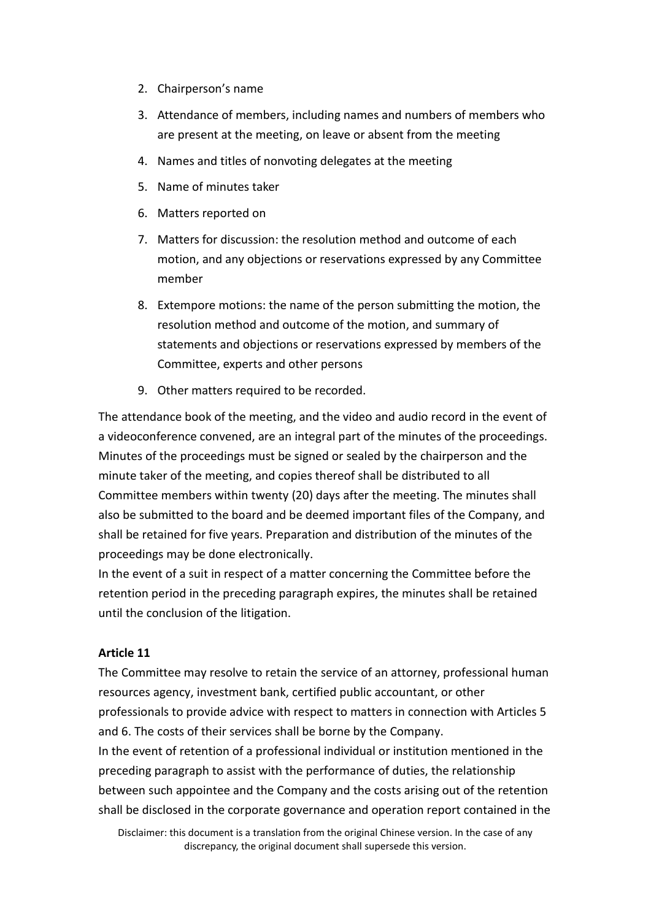2. Chairperson's name
3. Attendance of members, including names and numbers of members who are present at the meeting, on leave or absent from the meeting
4. Names and titles of nonvoting delegates at the meeting
5. Name of minutes taker
6. Matters reported on
7. Matters for discussion: the resolution method and outcome of each motion, and any objections or reservations expressed by any Committee member
8. Extempore motions: the name of the person submitting the motion, the resolution method and outcome of the motion, and summary of statements and objections or reservations expressed by members of the Committee, experts and other persons
9. Other matters required to be recorded.

The attendance book of the meeting, and the video and audio record in the event of a videoconference convened, are an integral part of the minutes of the proceedings. Minutes of the proceedings must be signed or sealed by the chairperson and the minute taker of the meeting, and copies thereof shall be distributed to all Committee members within twenty (20) days after the meeting. The minutes shall also be submitted to the board and be deemed important files of the Company, and shall be retained for five years. Preparation and distribution of the minutes of the proceedings may be done electronically.

In the event of a suit in respect of a matter concerning the Committee before the retention period in the preceding paragraph expires, the minutes shall be retained until the conclusion of the litigation.

**Article 11**

The Committee may resolve to retain the service of an attorney, professional human resources agency, investment bank, certified public accountant, or other professionals to provide advice with respect to matters in connection with Articles 5 and 6. The costs of their services shall be borne by the Company.

In the event of retention of a professional individual or institution mentioned in the preceding paragraph to assist with the performance of duties, the relationship between such appointee and the Company and the costs arising out of the retention shall be disclosed in the corporate governance and operation report contained in the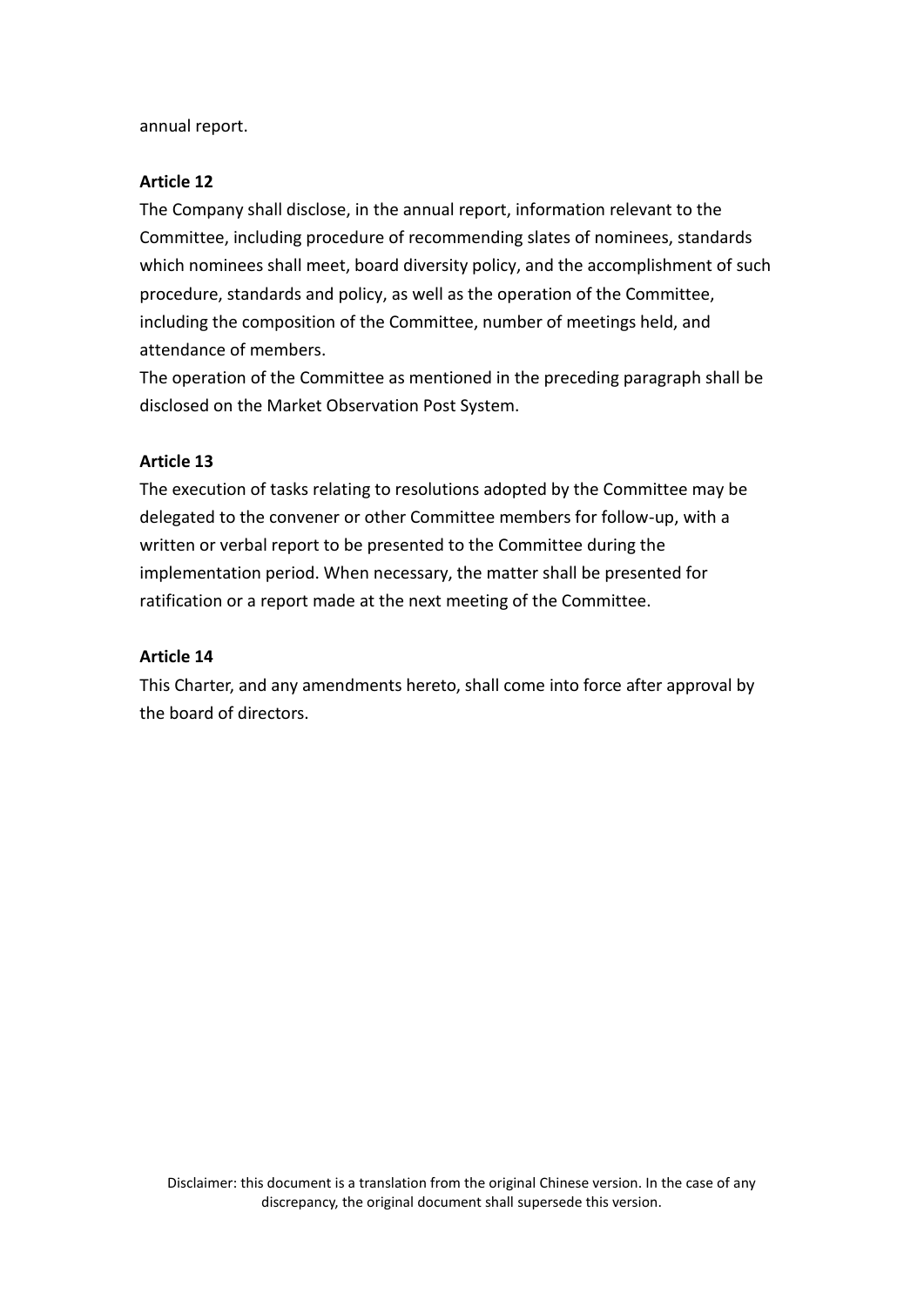annual report.

**Article 12**

The Company shall disclose, in the annual report, information relevant to the Committee, including procedure of recommending slates of nominees, standards which nominees shall meet, board diversity policy, and the accomplishment of such procedure, standards and policy, as well as the operation of the Committee, including the composition of the Committee, number of meetings held, and attendance of members.

The operation of the Committee as mentioned in the preceding paragraph shall be disclosed on the Market Observation Post System.

**Article 13**

The execution of tasks relating to resolutions adopted by the Committee may be delegated to the convener or other Committee members for follow-up, with a written or verbal report to be presented to the Committee during the implementation period. When necessary, the matter shall be presented for ratification or a report made at the next meeting of the Committee.

**Article 14**

This Charter, and any amendments hereto, shall come into force after approval by the board of directors.

Disclaimer: this document is a translation from the original Chinese version. In the case of any discrepancy, the original document shall supersede this version.